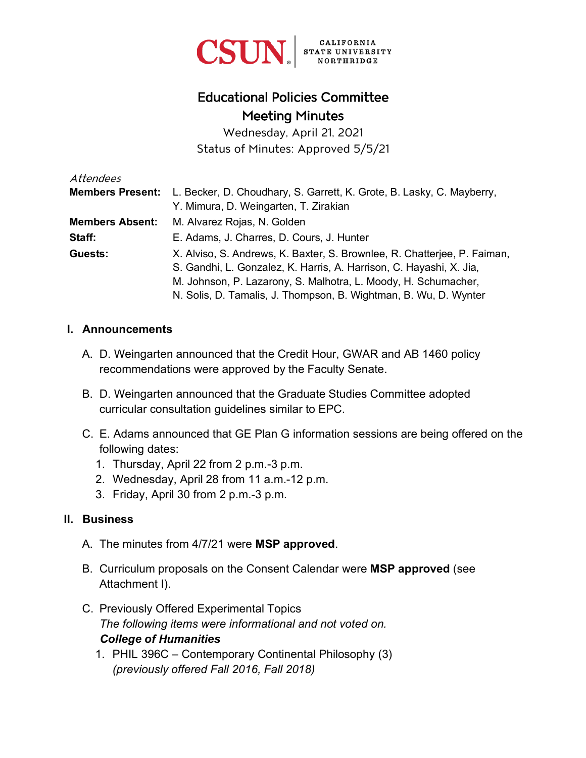CSUN | CALIFORNIA STATE UNIVERSITY NORTHRIDGE

# Educational Policies Committee
# Meeting Minutes

Wednesday, April 21, 2021
Status of Minutes: Approved 5/5/21

*Attendees*

| | |
|---|---|
| **Members Present:** | L. Becker, D. Choudhary, S. Garrett, K. Grote, B. Lasky, C. Mayberry, Y. Mimura, D. Weingarten, T. Zirakian |
| **Members Absent:** | M. Alvarez Rojas, N. Golden |
| **Staff:** | E. Adams, J. Charres, D. Cours, J. Hunter |
| **Guests:** | X. Alviso, S. Andrews, K. Baxter, S. Brownlee, R. Chatterjee, P. Faiman, S. Gandhi, L. Gonzalez, K. Harris, A. Harrison, C. Hayashi, X. Jia, M. Johnson, P. Lazarony, S. Malhotra, L. Moody, H. Schumacher, N. Solis, D. Tamalis, J. Thompson, B. Wightman, B. Wu, D. Wynter |

## I. Announcements

A. D. Weingarten announced that the Credit Hour, GWAR and AB 1460 policy recommendations were approved by the Faculty Senate.

B. D. Weingarten announced that the Graduate Studies Committee adopted curricular consultation guidelines similar to EPC.

C. E. Adams announced that GE Plan G information sessions are being offered on the following dates:
   1. Thursday, April 22 from 2 p.m.-3 p.m.
   2. Wednesday, April 28 from 11 a.m.-12 p.m.
   3. Friday, April 30 from 2 p.m.-3 p.m.

## II. Business

A. The minutes from 4/7/21 were **MSP approved**.

B. Curriculum proposals on the Consent Calendar were **MSP approved** (see Attachment I).

C. Previously Offered Experimental Topics
   *The following items were informational and not voted on.*
   ***College of Humanities***
   1. PHIL 396C – Contemporary Continental Philosophy (3)
      *(previously offered Fall 2016, Fall 2018)*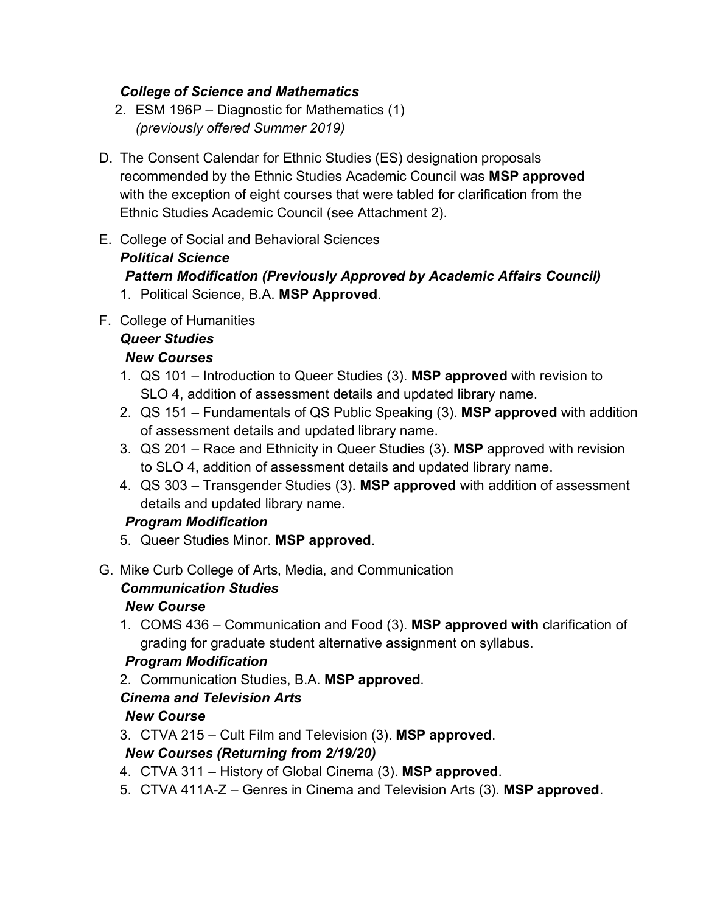*College of Science and Mathematics*

2. ESM 196P – Diagnostic for Mathematics (1)
   *(previously offered Summer 2019)*

D. The Consent Calendar for Ethnic Studies (ES) designation proposals recommended by the Ethnic Studies Academic Council was **MSP approved** with the exception of eight courses that were tabled for clarification from the Ethnic Studies Academic Council (see Attachment 2).

E. College of Social and Behavioral Sciences

   ***Political Science***

   ***Pattern Modification (Previously Approved by Academic Affairs Council)***

   1. Political Science, B.A. **MSP Approved**.

F. College of Humanities

   ***Queer Studies***

   ***New Courses***

   1. QS 101 – Introduction to Queer Studies (3). **MSP approved** with revision to SLO 4, addition of assessment details and updated library name.
   2. QS 151 – Fundamentals of QS Public Speaking (3). **MSP approved** with addition of assessment details and updated library name.
   3. QS 201 – Race and Ethnicity in Queer Studies (3). **MSP** approved with revision to SLO 4, addition of assessment details and updated library name.
   4. QS 303 – Transgender Studies (3). **MSP approved** with addition of assessment details and updated library name.

   ***Program Modification***

   5. Queer Studies Minor. **MSP approved**.

G. Mike Curb College of Arts, Media, and Communication

   ***Communication Studies***

   ***New Course***

   1. COMS 436 – Communication and Food (3). **MSP approved with** clarification of grading for graduate student alternative assignment on syllabus.

   ***Program Modification***

   2. Communication Studies, B.A. **MSP approved**.

   ***Cinema and Television Arts***

   ***New Course***

   3. CTVA 215 – Cult Film and Television (3). **MSP approved**.

   ***New Courses (Returning from 2/19/20)***

   4. CTVA 311 – History of Global Cinema (3). **MSP approved**.
   5. CTVA 411A-Z – Genres in Cinema and Television Arts (3). **MSP approved**.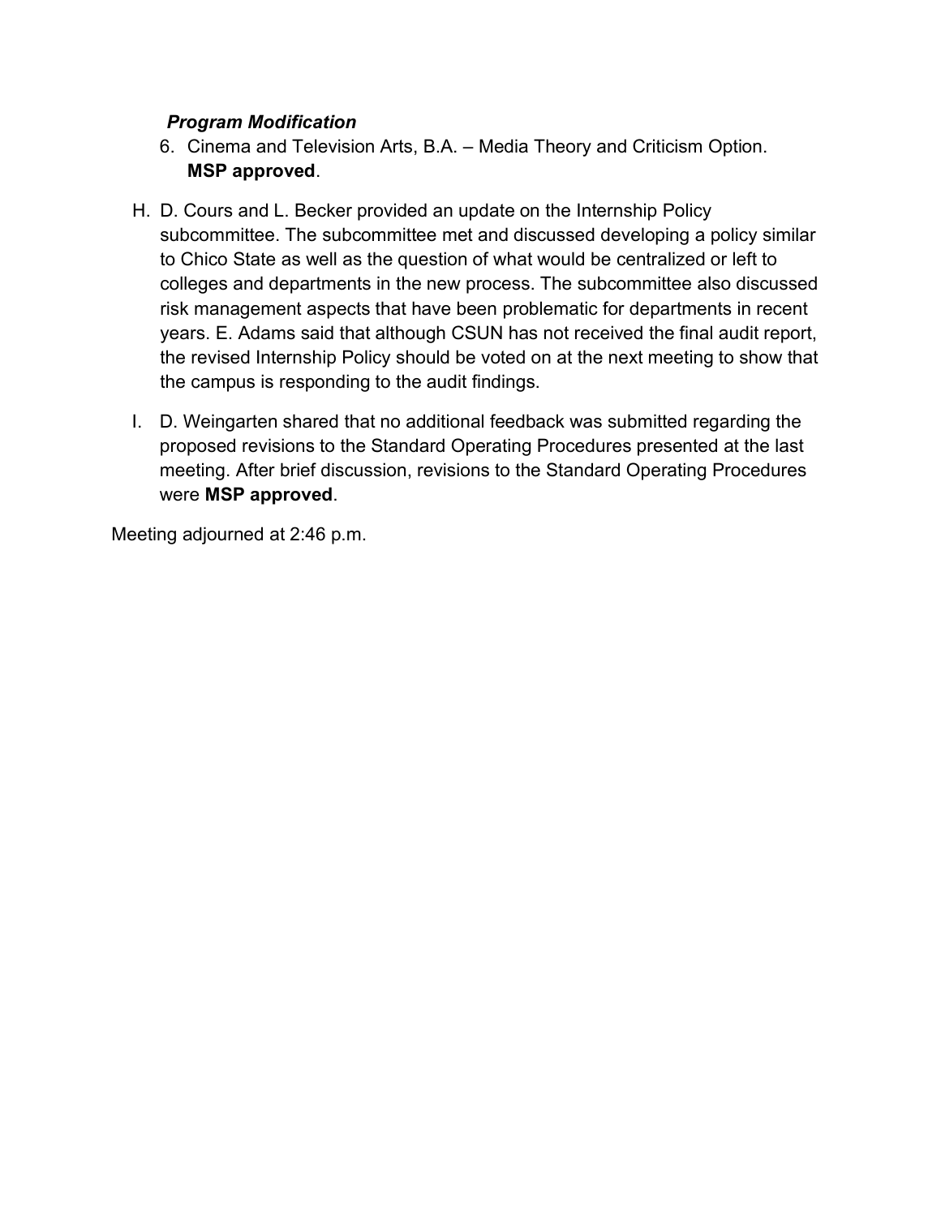***Program Modification***

6. Cinema and Television Arts, B.A. – Media Theory and Criticism Option. **MSP approved**.

H. D. Cours and L. Becker provided an update on the Internship Policy subcommittee. The subcommittee met and discussed developing a policy similar to Chico State as well as the question of what would be centralized or left to colleges and departments in the new process. The subcommittee also discussed risk management aspects that have been problematic for departments in recent years. E. Adams said that although CSUN has not received the final audit report, the revised Internship Policy should be voted on at the next meeting to show that the campus is responding to the audit findings.

I. D. Weingarten shared that no additional feedback was submitted regarding the proposed revisions to the Standard Operating Procedures presented at the last meeting. After brief discussion, revisions to the Standard Operating Procedures were **MSP approved**.

Meeting adjourned at 2:46 p.m.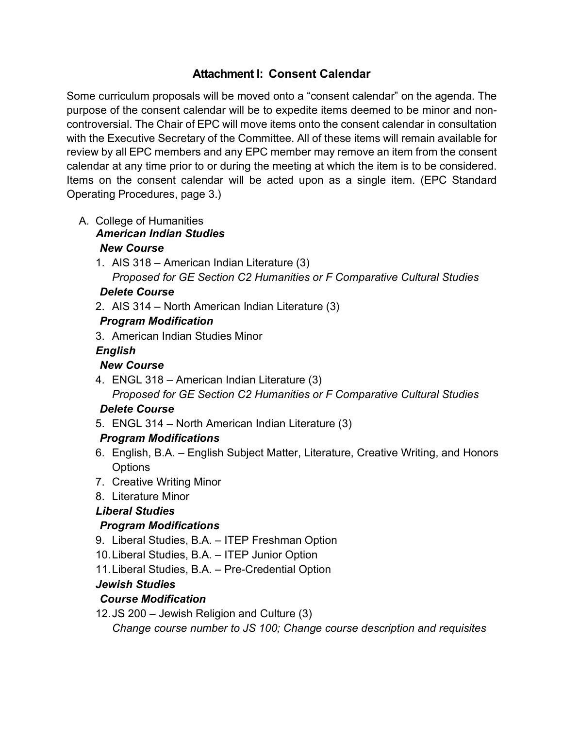## Attachment I: Consent Calendar

Some curriculum proposals will be moved onto a "consent calendar" on the agenda. The purpose of the consent calendar will be to expedite items deemed to be minor and non-controversial. The Chair of EPC will move items onto the consent calendar in consultation with the Executive Secretary of the Committee. All of these items will remain available for review by all EPC members and any EPC member may remove an item from the consent calendar at any time prior to or during the meeting at which the item is to be considered. Items on the consent calendar will be acted upon as a single item. (EPC Standard Operating Procedures, page 3.)

A. College of Humanities

***American Indian Studies***

***New Course***

1. AIS 318 – American Indian Literature (3)
   *Proposed for GE Section C2 Humanities or F Comparative Cultural Studies*

***Delete Course***

2. AIS 314 – North American Indian Literature (3)

***Program Modification***

3. American Indian Studies Minor

***English***

***New Course***

4. ENGL 318 – American Indian Literature (3)
   *Proposed for GE Section C2 Humanities or F Comparative Cultural Studies*

***Delete Course***

5. ENGL 314 – North American Indian Literature (3)

***Program Modifications***

6. English, B.A. – English Subject Matter, Literature, Creative Writing, and Honors Options
7. Creative Writing Minor
8. Literature Minor

***Liberal Studies***

***Program Modifications***

9. Liberal Studies, B.A. – ITEP Freshman Option
10. Liberal Studies, B.A. – ITEP Junior Option
11. Liberal Studies, B.A. – Pre-Credential Option

***Jewish Studies***

***Course Modification***

12. JS 200 – Jewish Religion and Culture (3)
    *Change course number to JS 100; Change course description and requisites*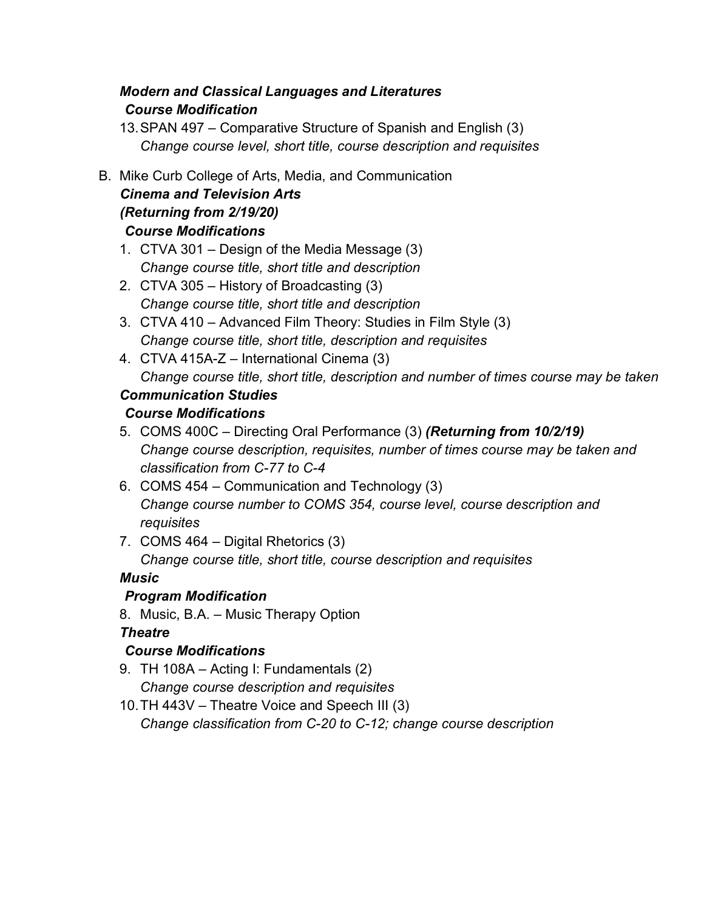***Modern and Classical Languages and Literatures***

***Course Modification***

13. SPAN 497 – Comparative Structure of Spanish and English (3)
    *Change course level, short title, course description and requisites*

B. Mike Curb College of Arts, Media, and Communication

***Cinema and Television Arts***

***(Returning from 2/19/20)***

***Course Modifications***

1. CTVA 301 – Design of the Media Message (3)
   *Change course title, short title and description*
2. CTVA 305 – History of Broadcasting (3)
   *Change course title, short title and description*
3. CTVA 410 – Advanced Film Theory: Studies in Film Style (3)
   *Change course title, short title, description and requisites*
4. CTVA 415A-Z – International Cinema (3)
   *Change course title, short title, description and number of times course may be taken*

***Communication Studies***

***Course Modifications***

5. COMS 400C – Directing Oral Performance (3) ***(Returning from 10/2/19)***
   *Change course description, requisites, number of times course may be taken and classification from C-77 to C-4*
6. COMS 454 – Communication and Technology (3)
   *Change course number to COMS 354, course level, course description and requisites*
7. COMS 464 – Digital Rhetorics (3)
   *Change course title, short title, course description and requisites*

***Music***

***Program Modification***

8. Music, B.A. – Music Therapy Option

***Theatre***

***Course Modifications***

9. TH 108A – Acting I: Fundamentals (2)
   *Change course description and requisites*
10. TH 443V – Theatre Voice and Speech III (3)
    *Change classification from C-20 to C-12; change course description*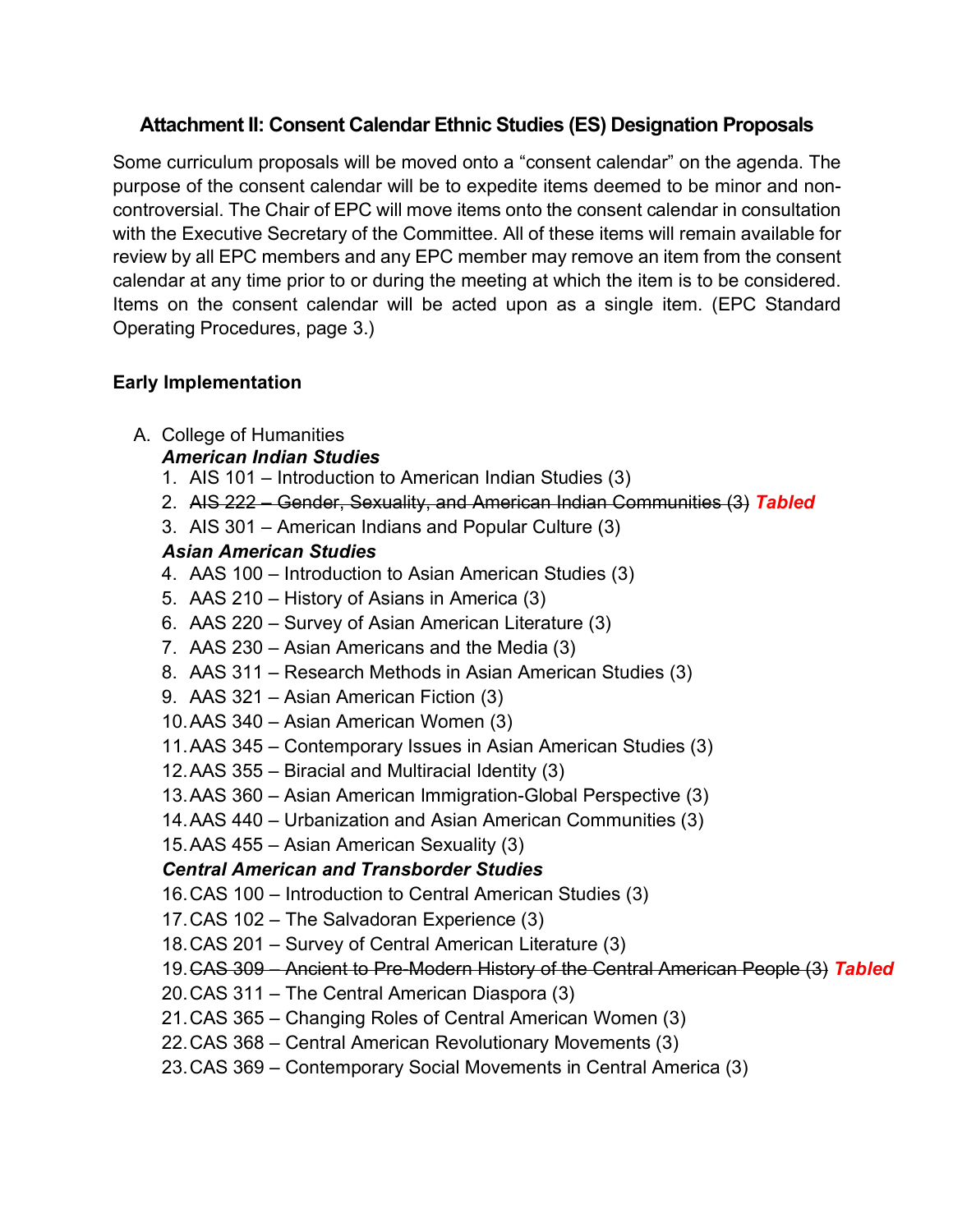### Attachment II: Consent Calendar Ethnic Studies (ES) Designation Proposals

Some curriculum proposals will be moved onto a "consent calendar" on the agenda. The purpose of the consent calendar will be to expedite items deemed to be minor and non-controversial. The Chair of EPC will move items onto the consent calendar in consultation with the Executive Secretary of the Committee. All of these items will remain available for review by all EPC members and any EPC member may remove an item from the consent calendar at any time prior to or during the meeting at which the item is to be considered. Items on the consent calendar will be acted upon as a single item. (EPC Standard Operating Procedures, page 3.)

**Early Implementation**

A. College of Humanities

***American Indian Studies***

1. AIS 101 – Introduction to American Indian Studies (3)
2. ~~AIS 222 – Gender, Sexuality, and American Indian Communities (3)~~ ***Tabled***
3. AIS 301 – American Indians and Popular Culture (3)

***Asian American Studies***

4. AAS 100 – Introduction to Asian American Studies (3)
5. AAS 210 – History of Asians in America (3)
6. AAS 220 – Survey of Asian American Literature (3)
7. AAS 230 – Asian Americans and the Media (3)
8. AAS 311 – Research Methods in Asian American Studies (3)
9. AAS 321 – Asian American Fiction (3)
10. AAS 340 – Asian American Women (3)
11. AAS 345 – Contemporary Issues in Asian American Studies (3)
12. AAS 355 – Biracial and Multiracial Identity (3)
13. AAS 360 – Asian American Immigration-Global Perspective (3)
14. AAS 440 – Urbanization and Asian American Communities (3)
15. AAS 455 – Asian American Sexuality (3)

***Central American and Transborder Studies***

16. CAS 100 – Introduction to Central American Studies (3)
17. CAS 102 – The Salvadoran Experience (3)
18. CAS 201 – Survey of Central American Literature (3)
19. ~~CAS 309 – Ancient to Pre-Modern History of the Central American People (3)~~ ***Tabled***
20. CAS 311 – The Central American Diaspora (3)
21. CAS 365 – Changing Roles of Central American Women (3)
22. CAS 368 – Central American Revolutionary Movements (3)
23. CAS 369 – Contemporary Social Movements in Central America (3)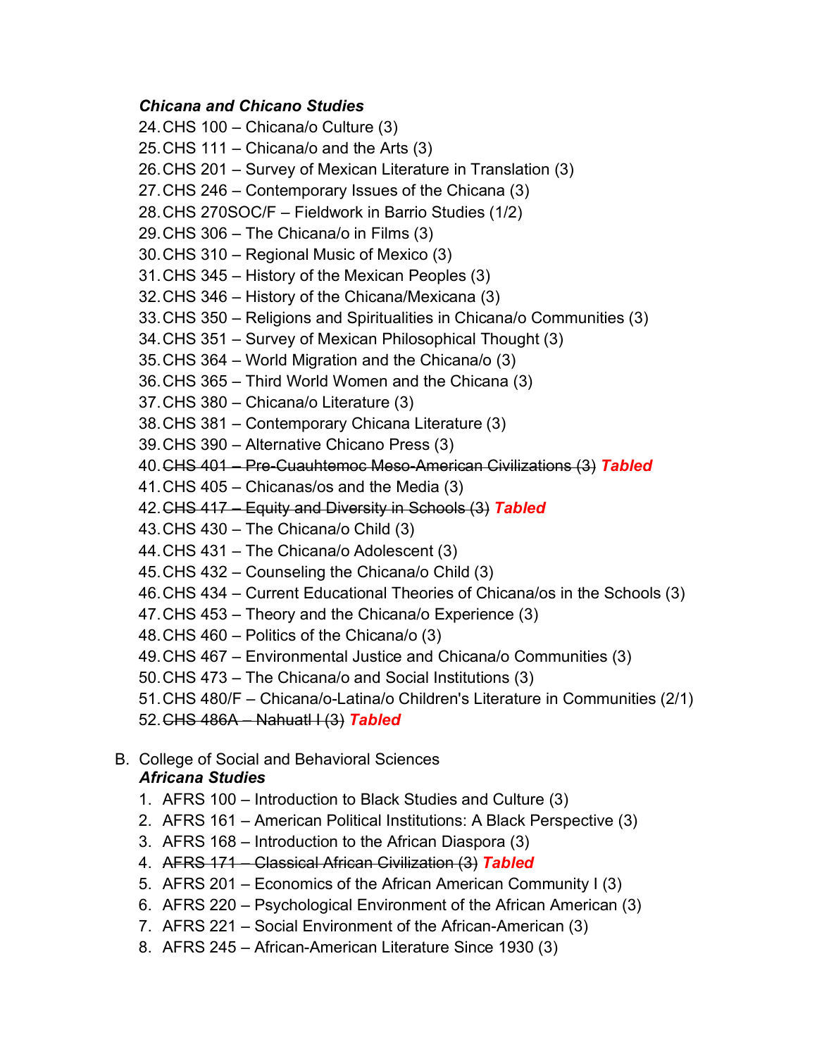***Chicana and Chicano Studies***

24. CHS 100 – Chicana/o Culture (3)
25. CHS 111 – Chicana/o and the Arts (3)
26. CHS 201 – Survey of Mexican Literature in Translation (3)
27. CHS 246 – Contemporary Issues of the Chicana (3)
28. CHS 270SOC/F – Fieldwork in Barrio Studies (1/2)
29. CHS 306 – The Chicana/o in Films (3)
30. CHS 310 – Regional Music of Mexico (3)
31. CHS 345 – History of the Mexican Peoples (3)
32. CHS 346 – History of the Chicana/Mexicana (3)
33. CHS 350 – Religions and Spiritualities in Chicana/o Communities (3)
34. CHS 351 – Survey of Mexican Philosophical Thought (3)
35. CHS 364 – World Migration and the Chicana/o (3)
36. CHS 365 – Third World Women and the Chicana (3)
37. CHS 380 – Chicana/o Literature (3)
38. CHS 381 – Contemporary Chicana Literature (3)
39. CHS 390 – Alternative Chicano Press (3)
40. ~~CHS 401 – Pre-Cuauhtemoc Meso-American Civilizations (3)~~ ***Tabled***
41. CHS 405 – Chicanas/os and the Media (3)
42. ~~CHS 417 – Equity and Diversity in Schools (3)~~ ***Tabled***
43. CHS 430 – The Chicana/o Child (3)
44. CHS 431 – The Chicana/o Adolescent (3)
45. CHS 432 – Counseling the Chicana/o Child (3)
46. CHS 434 – Current Educational Theories of Chicana/os in the Schools (3)
47. CHS 453 – Theory and the Chicana/o Experience (3)
48. CHS 460 – Politics of the Chicana/o (3)
49. CHS 467 – Environmental Justice and Chicana/o Communities (3)
50. CHS 473 – The Chicana/o and Social Institutions (3)
51. CHS 480/F – Chicana/o-Latina/o Children's Literature in Communities (2/1)
52. ~~CHS 486A – Nahuatl I (3)~~ ***Tabled***

B. College of Social and Behavioral Sciences

***Africana Studies***

1. AFRS 100 – Introduction to Black Studies and Culture (3)
2. AFRS 161 – American Political Institutions: A Black Perspective (3)
3. AFRS 168 – Introduction to the African Diaspora (3)
4. ~~AFRS 171 – Classical African Civilization (3)~~ ***Tabled***
5. AFRS 201 – Economics of the African American Community I (3)
6. AFRS 220 – Psychological Environment of the African American (3)
7. AFRS 221 – Social Environment of the African-American (3)
8. AFRS 245 – African-American Literature Since 1930 (3)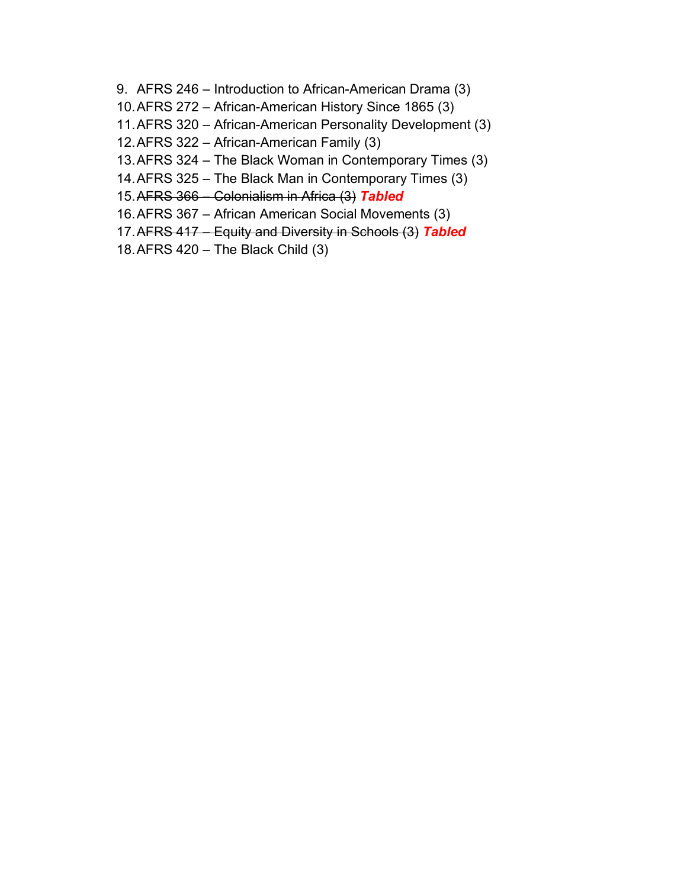9. AFRS 246 – Introduction to African-American Drama (3)
10. AFRS 272 – African-American History Since 1865 (3)
11. AFRS 320 – African-American Personality Development (3)
12. AFRS 322 – African-American Family (3)
13. AFRS 324 – The Black Woman in Contemporary Times (3)
14. AFRS 325 – The Black Man in Contemporary Times (3)
15. ~~AFRS 366 – Colonialism in Africa (3)~~ ***Tabled***
16. AFRS 367 – African American Social Movements (3)
17. ~~AFRS 417 – Equity and Diversity in Schools (3)~~ ***Tabled***
18. AFRS 420 – The Black Child (3)